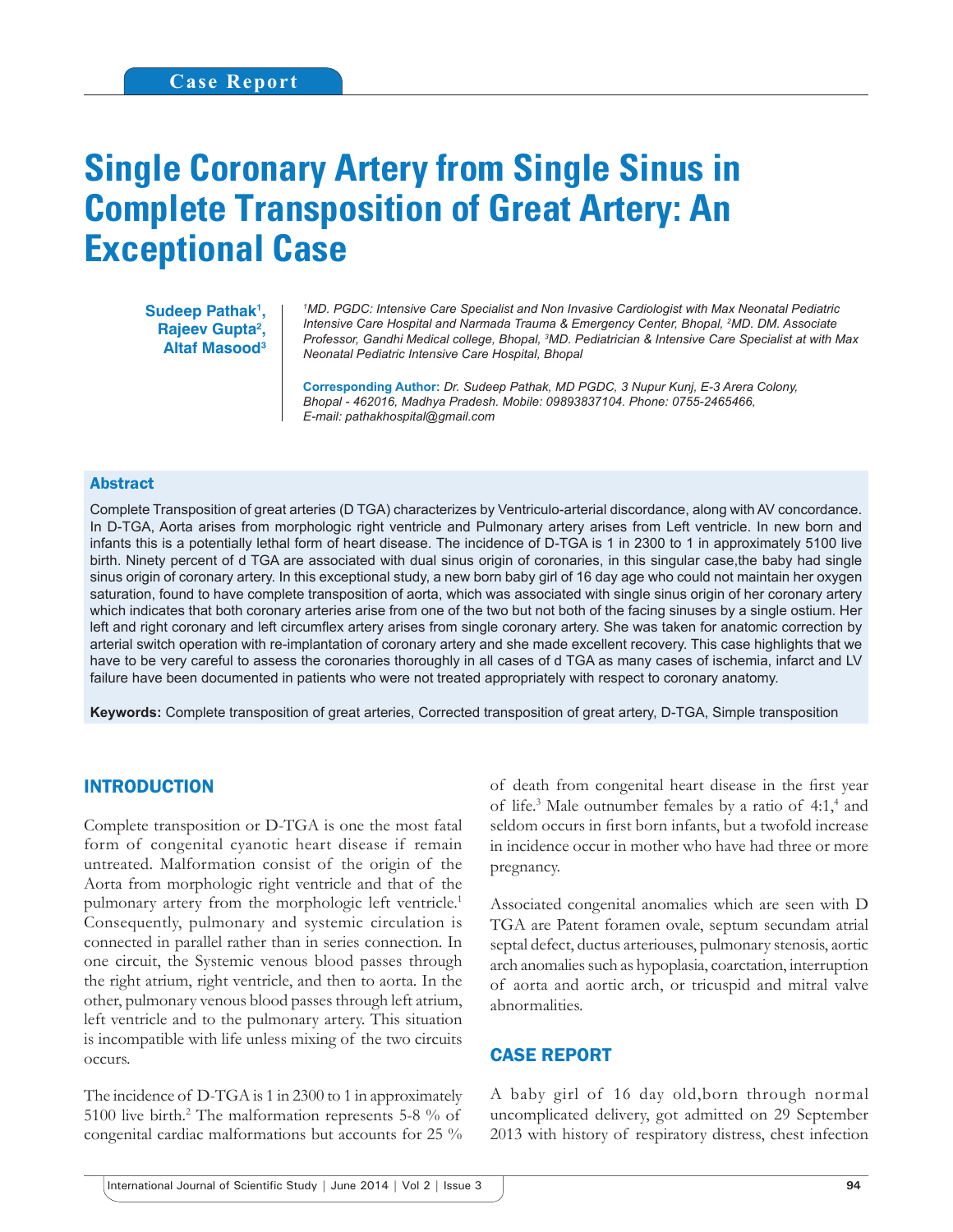Case Report

# Single Coronary Artery from Single Sinus in Complete Transposition of Great Artery: An Exceptional Case

**Sudeep Pathak[1], Rajeev Gupta[2], Altaf Masood[3]**

*[1]MD. PGDC: Intensive Care Specialist and Non Invasive Cardiologist with Max Neonatal Pediatric Intensive Care Hospital and Narmada Trauma & Emergency Center, Bhopal, [2]MD. DM. Associate Professor, Gandhi Medical college, Bhopal, [3]MD. Pediatrician & Intensive Care Specialist at with Max Neonatal Pediatric Intensive Care Hospital, Bhopal*

**Corresponding Author:** *Dr. Sudeep Pathak, MD PGDC, 3 Nupur Kunj, E-3 Arera Colony, Bhopal - 462016, Madhya Pradesh. Mobile: 09893837104. Phone: 0755-2465466, E-mail: pathakhospital@gmail.com*

## Abstract

Complete Transposition of great arteries (D TGA) characterizes by Ventriculo-arterial discordance, along with AV concordance. In D-TGA, Aorta arises from morphologic right ventricle and Pulmonary artery arises from Left ventricle. In new born and infants this is a potentially lethal form of heart disease. The incidence of D-TGA is 1 in 2300 to 1 in approximately 5100 live birth. Ninety percent of d TGA are associated with dual sinus origin of coronaries, in this singular case,the baby had single sinus origin of coronary artery. In this exceptional study, a new born baby girl of 16 day age who could not maintain her oxygen saturation, found to have complete transposition of aorta, which was associated with single sinus origin of her coronary artery which indicates that both coronary arteries arise from one of the two but not both of the facing sinuses by a single ostium. Her left and right coronary and left circumflex artery arises from single coronary artery. She was taken for anatomic correction by arterial switch operation with re-implantation of coronary artery and she made excellent recovery. This case highlights that we have to be very careful to assess the coronaries thoroughly in all cases of d TGA as many cases of ischemia, infarct and LV failure have been documented in patients who were not treated appropriately with respect to coronary anatomy.

**Keywords:** Complete transposition of great arteries, Corrected transposition of great artery, D-TGA, Simple transposition

## INTRODUCTION

Complete transposition or D-TGA is one the most fatal form of congenital cyanotic heart disease if remain untreated. Malformation consist of the origin of the Aorta from morphologic right ventricle and that of the pulmonary artery from the morphologic left ventricle.[1] Consequently, pulmonary and systemic circulation is connected in parallel rather than in series connection. In one circuit, the Systemic venous blood passes through the right atrium, right ventricle, and then to aorta. In the other, pulmonary venous blood passes through left atrium, left ventricle and to the pulmonary artery. This situation is incompatible with life unless mixing of the two circuits occurs.

The incidence of D-TGA is 1 in 2300 to 1 in approximately 5100 live birth.[2] The malformation represents 5-8 % of congenital cardiac malformations but accounts for 25 % of death from congenital heart disease in the first year of life.[3] Male outnumber females by a ratio of 4:1,[4] and seldom occurs in first born infants, but a twofold increase in incidence occur in mother who have had three or more pregnancy.

Associated congenital anomalies which are seen with D TGA are Patent foramen ovale, septum secundam atrial septal defect, ductus arteriouses, pulmonary stenosis, aortic arch anomalies such as hypoplasia, coarctation, interruption of aorta and aortic arch, or tricuspid and mitral valve abnormalities.

## CASE REPORT

A baby girl of 16 day old,born through normal uncomplicated delivery, got admitted on 29 September 2013 with history of respiratory distress, chest infection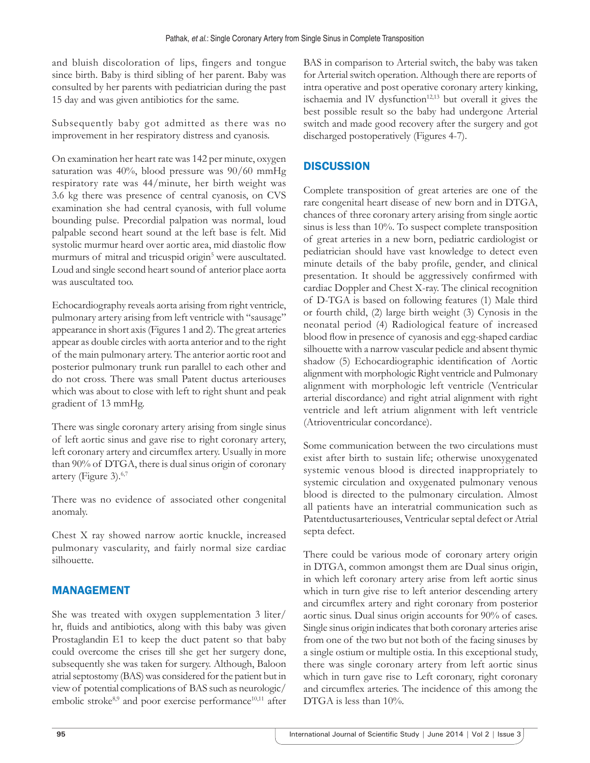and bluish discoloration of lips, fingers and tongue since birth. Baby is third sibling of her parent. Baby was consulted by her parents with pediatrician during the past 15 day and was given antibiotics for the same.

Subsequently baby got admitted as there was no improvement in her respiratory distress and cyanosis.

On examination her heart rate was 142 per minute, oxygen saturation was 40%, blood pressure was 90/60 mmHg respiratory rate was 44/minute, her birth weight was 3.6 kg there was presence of central cyanosis, on CVS examination she had central cyanosis, with full volume bounding pulse. Precordial palpation was normal, loud palpable second heart sound at the left base is felt. Mid systolic murmur heard over aortic area, mid diastolic flow murmurs of mitral and tricuspid origin[5] were auscultated. Loud and single second heart sound of anterior place aorta was auscultated too.

Echocardiography reveals aorta arising from right ventricle, pulmonary artery arising from left ventricle with "sausage" appearance in short axis (Figures 1 and 2). The great arteries appear as double circles with aorta anterior and to the right of the main pulmonary artery. The anterior aortic root and posterior pulmonary trunk run parallel to each other and do not cross. There was small Patent ductus arteriouses which was about to close with left to right shunt and peak gradient of 13 mmHg.

There was single coronary artery arising from single sinus of left aortic sinus and gave rise to right coronary artery, left coronary artery and circumflex artery. Usually in more than 90% of DTGA, there is dual sinus origin of coronary artery (Figure 3).[6,7]

There was no evidence of associated other congenital anomaly.

Chest X ray showed narrow aortic knuckle, increased pulmonary vascularity, and fairly normal size cardiac silhouette.

## MANAGEMENT

She was treated with oxygen supplementation 3 liter/hr, fluids and antibiotics, along with this baby was given Prostaglandin E1 to keep the duct patent so that baby could overcome the crises till she get her surgery done, subsequently she was taken for surgery. Although, Baloon atrial septostomy (BAS) was considered for the patient but in view of potential complications of BAS such as neurologic/embolic stroke[8,9] and poor exercise performance[10,11] after BAS in comparison to Arterial switch, the baby was taken for Arterial switch operation. Although there are reports of intra operative and post operative coronary artery kinking, ischaemia and lV dysfunction[12,13] but overall it gives the best possible result so the baby had undergone Arterial switch and made good recovery after the surgery and got discharged postoperatively (Figures 4-7).

## DISCUSSION

Complete transposition of great arteries are one of the rare congenital heart disease of new born and in DTGA, chances of three coronary artery arising from single aortic sinus is less than 10%. To suspect complete transposition of great arteries in a new born, pediatric cardiologist or pediatrician should have vast knowledge to detect even minute details of the baby profile, gender, and clinical presentation. It should be aggressively confirmed with cardiac Doppler and Chest X-ray. The clinical recognition of D-TGA is based on following features (1) Male third or fourth child, (2) large birth weight (3) Cynosis in the neonatal period (4) Radiological feature of increased blood flow in presence of cyanosis and egg-shaped cardiac silhouette with a narrow vascular pedicle and absent thymic shadow (5) Echocardiographic identification of Aortic alignment with morphologic Right ventricle and Pulmonary alignment with morphologic left ventricle (Ventricular arterial discordance) and right atrial alignment with right ventricle and left atrium alignment with left ventricle (Atrioventricular concordance).

Some communication between the two circulations must exist after birth to sustain life; otherwise unoxygenated systemic venous blood is directed inappropriately to systemic circulation and oxygenated pulmonary venous blood is directed to the pulmonary circulation. Almost all patients have an interatrial communication such as Patentductusarteriouses, Ventricular septal defect or Atrial septa defect.

There could be various mode of coronary artery origin in DTGA, common amongst them are Dual sinus origin, in which left coronary artery arise from left aortic sinus which in turn give rise to left anterior descending artery and circumflex artery and right coronary from posterior aortic sinus. Dual sinus origin accounts for 90% of cases. Single sinus origin indicates that both coronary arteries arise from one of the two but not both of the facing sinuses by a single ostium or multiple ostia. In this exceptional study, there was single coronary artery from left aortic sinus which in turn gave rise to Left coronary, right coronary and circumflex arteries. The incidence of this among the DTGA is less than 10%.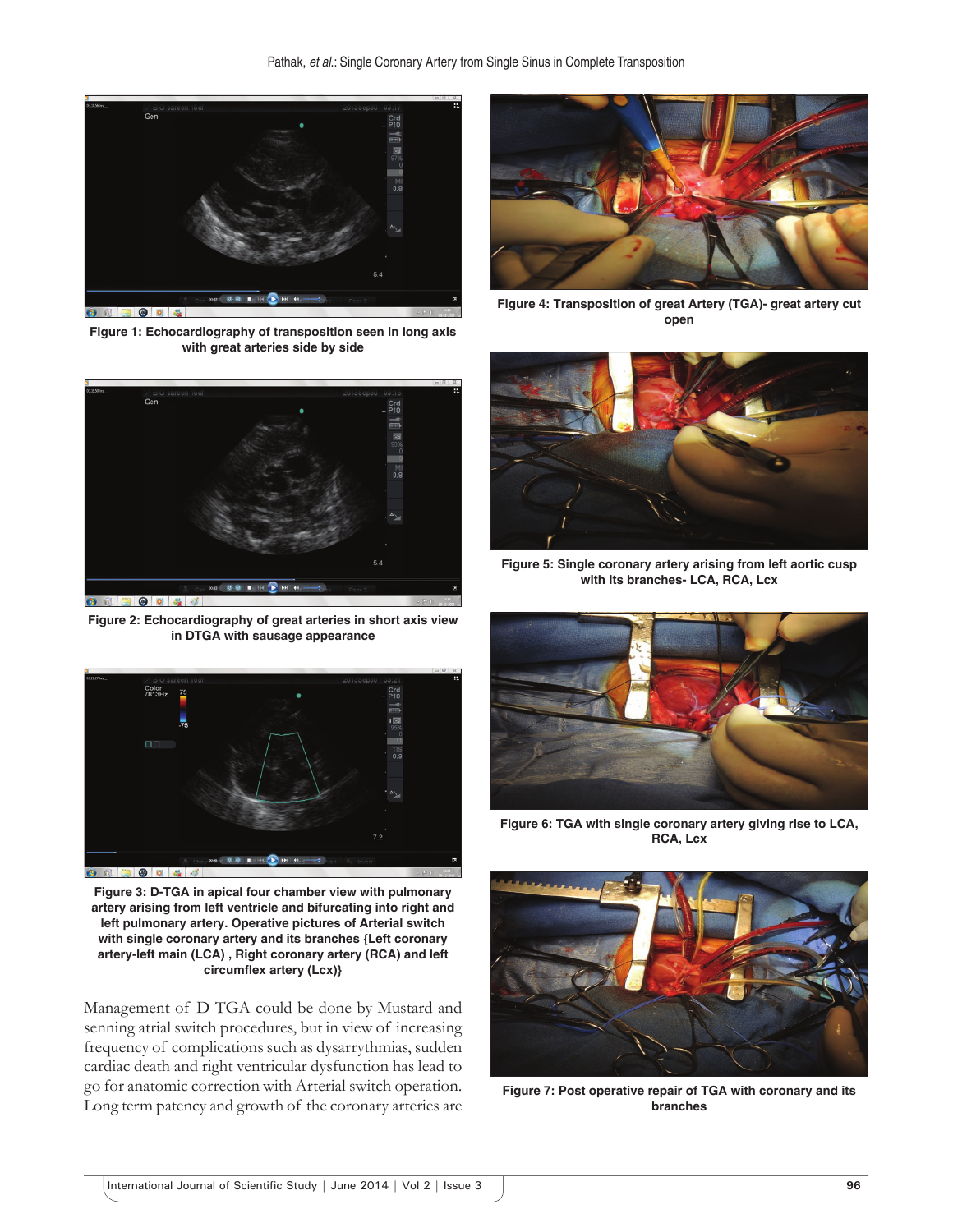**Figure 1: Echocardiography of transposition seen in long axis with great arteries side by side**

**Figure 2: Echocardiography of great arteries in short axis view in DTGA with sausage appearance**

**Figure 3: D-TGA in apical four chamber view with pulmonary artery arising from left ventricle and bifurcating into right and left pulmonary artery. Operative pictures of Arterial switch with single coronary artery and its branches {Left coronary artery-left main (LCA) , Right coronary artery (RCA) and left circumflex artery (Lcx)}**

Management of D TGA could be done by Mustard and senning atrial switch procedures, but in view of increasing frequency of complications such as dysarrythmias, sudden cardiac death and right ventricular dysfunction has lead to go for anatomic correction with Arterial switch operation. Long term patency and growth of the coronary arteries are

**Figure 4: Transposition of great Artery (TGA)- great artery cut open**

**Figure 5: Single coronary artery arising from left aortic cusp with its branches- LCA, RCA, Lcx**

**Figure 6: TGA with single coronary artery giving rise to LCA, RCA, Lcx**

**Figure 7: Post operative repair of TGA with coronary and its branches**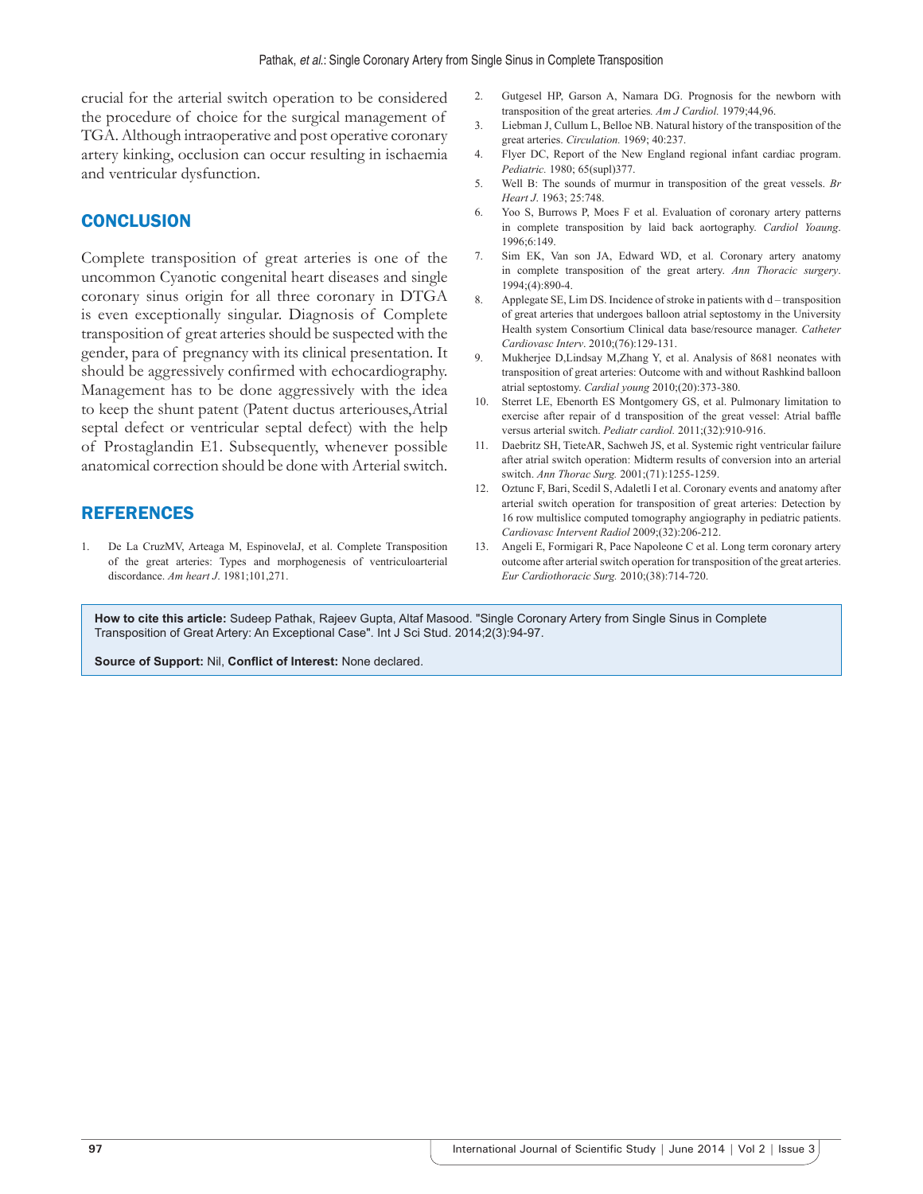crucial for the arterial switch operation to be considered the procedure of choice for the surgical management of TGA. Although intraoperative and post operative coronary artery kinking, occlusion can occur resulting in ischaemia and ventricular dysfunction.

## CONCLUSION

Complete transposition of great arteries is one of the uncommon Cyanotic congenital heart diseases and single coronary sinus origin for all three coronary in DTGA is even exceptionally singular. Diagnosis of Complete transposition of great arteries should be suspected with the gender, para of pregnancy with its clinical presentation. It should be aggressively confirmed with echocardiography. Management has to be done aggressively with the idea to keep the shunt patent (Patent ductus arteriouses,Atrial septal defect or ventricular septal defect) with the help of Prostaglandin E1. Subsequently, whenever possible anatomical correction should be done with Arterial switch.

## REFERENCES

1. De La CruzMV, Arteaga M, EspinovelaJ, et al. Complete Transposition of the great arteries: Types and morphogenesis of ventriculoarterial discordance. *Am heart J*. 1981;101,271.
2. Gutgesel HP, Garson A, Namara DG. Prognosis for the newborn with transposition of the great arteries. *Am J Cardiol.* 1979;44,96.
3. Liebman J, Cullum L, Belloe NB. Natural history of the transposition of the great arteries. *Circulation.* 1969; 40:237.
4. Flyer DC, Report of the New England regional infant cardiac program. *Pediatric.* 1980; 65(supl)377.
5. Well B: The sounds of murmur in transposition of the great vessels. *Br Heart J.* 1963; 25:748.
6. Yoo S, Burrows P, Moes F et al. Evaluation of coronary artery patterns in complete transposition by laid back aortography. *Cardiol Yoaung*. 1996;6:149.
7. Sim EK, Van son JA, Edward WD, et al. Coronary artery anatomy in complete transposition of the great artery. *Ann Thoracic surgery*. 1994;(4):890-4.
8. Applegate SE, Lim DS. Incidence of stroke in patients with d – transposition of great arteries that undergoes balloon atrial septostomy in the University Health system Consortium Clinical data base/resource manager. *Catheter Cardiovasc Interv*. 2010;(76):129-131.
9. Mukherjee D,Lindsay M,Zhang Y, et al. Analysis of 8681 neonates with transposition of great arteries: Outcome with and without Rashkind balloon atrial septostomy. *Cardial young* 2010;(20):373-380.
10. Sterret LE, Ebenorth ES Montgomery GS, et al. Pulmonary limitation to exercise after repair of d transposition of the great vessel: Atrial baffle versus arterial switch. *Pediatr cardiol.* 2011;(32):910-916.
11. Daebritz SH, TieteAR, Sachweh JS, et al. Systemic right ventricular failure after atrial switch operation: Midterm results of conversion into an arterial switch. *Ann Thorac Surg.* 2001;(71):1255-1259.
12. Oztunc F, Bari, Scedil S, Adaletli I et al. Coronary events and anatomy after arterial switch operation for transposition of great arteries: Detection by 16 row multislice computed tomography angiography in pediatric patients. *Cardiovasc Intervent Radiol* 2009;(32):206-212.
13. Angeli E, Formigari R, Pace Napoleone C et al. Long term coronary artery outcome after arterial switch operation for transposition of the great arteries. *Eur Cardiothoracic Surg.* 2010;(38):714-720.

**How to cite this article:** Sudeep Pathak, Rajeev Gupta, Altaf Masood. "Single Coronary Artery from Single Sinus in Complete Transposition of Great Artery: An Exceptional Case". Int J Sci Stud. 2014;2(3):94-97.

**Source of Support:** Nil, **Conflict of Interest:** None declared.